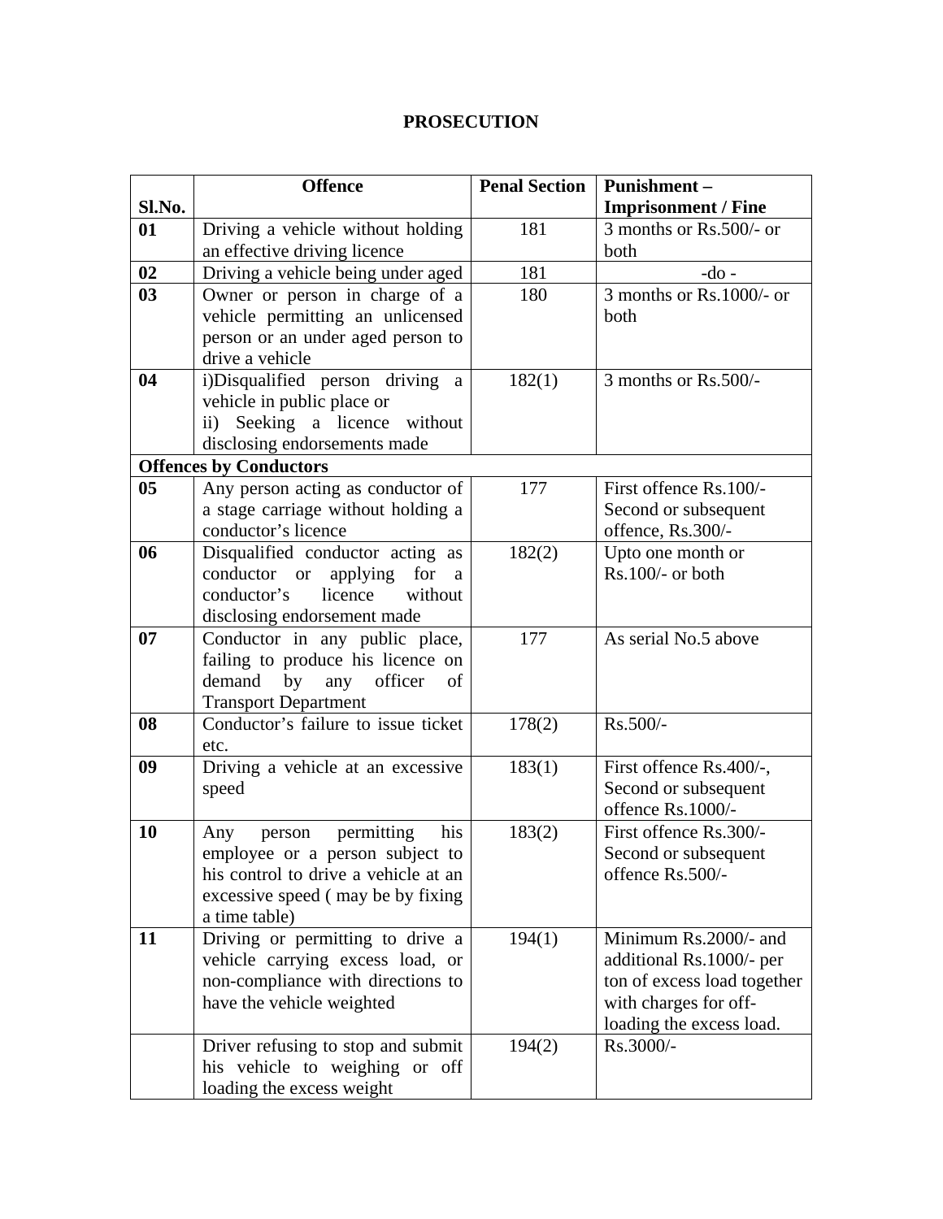# PROSECUTION

| Sl.No. | Offence | Penal Section | Punishment – Imprisonment / Fine |
|---|---|---|---|
| **01** | Driving a vehicle without holding an effective driving licence | 181 | 3 months or Rs.500/- or both |
| **02** | Driving a vehicle being under aged | 181 | -do - |
| **03** | Owner or person in charge of a vehicle permitting an unlicensed person or an under aged person to drive a vehicle | 180 | 3 months or Rs.1000/- or both |
| **04** | i)Disqualified person driving a vehicle in public place or<br>ii) Seeking a licence without disclosing endorsements made | 182(1) | 3 months or Rs.500/- |
| **Offences by Conductors** | | | |
| **05** | Any person acting as conductor of a stage carriage without holding a conductor's licence | 177 | First offence Rs.100/-<br>Second or subsequent offence, Rs.300/- |
| **06** | Disqualified conductor acting as conductor or applying for a conductor's licence without disclosing endorsement made | 182(2) | Upto one month or Rs.100/- or both |
| **07** | Conductor in any public place, failing to produce his licence on demand by any officer of Transport Department | 177 | As serial No.5 above |
| **08** | Conductor's failure to issue ticket etc. | 178(2) | Rs.500/- |
| **09** | Driving a vehicle at an excessive speed | 183(1) | First offence Rs.400/-,<br>Second or subsequent offence Rs.1000/- |
| **10** | Any person permitting his employee or a person subject to his control to drive a vehicle at an excessive speed ( may be by fixing a time table) | 183(2) | First offence Rs.300/-<br>Second or subsequent offence Rs.500/- |
| **11** | Driving or permitting to drive a vehicle carrying excess load, or non-compliance with directions to have the vehicle weighted | 194(1) | Minimum Rs.2000/- and additional Rs.1000/- per ton of excess load together with charges for off-loading the excess load. |
| | Driver refusing to stop and submit his vehicle to weighing or off loading the excess weight | 194(2) | Rs.3000/- |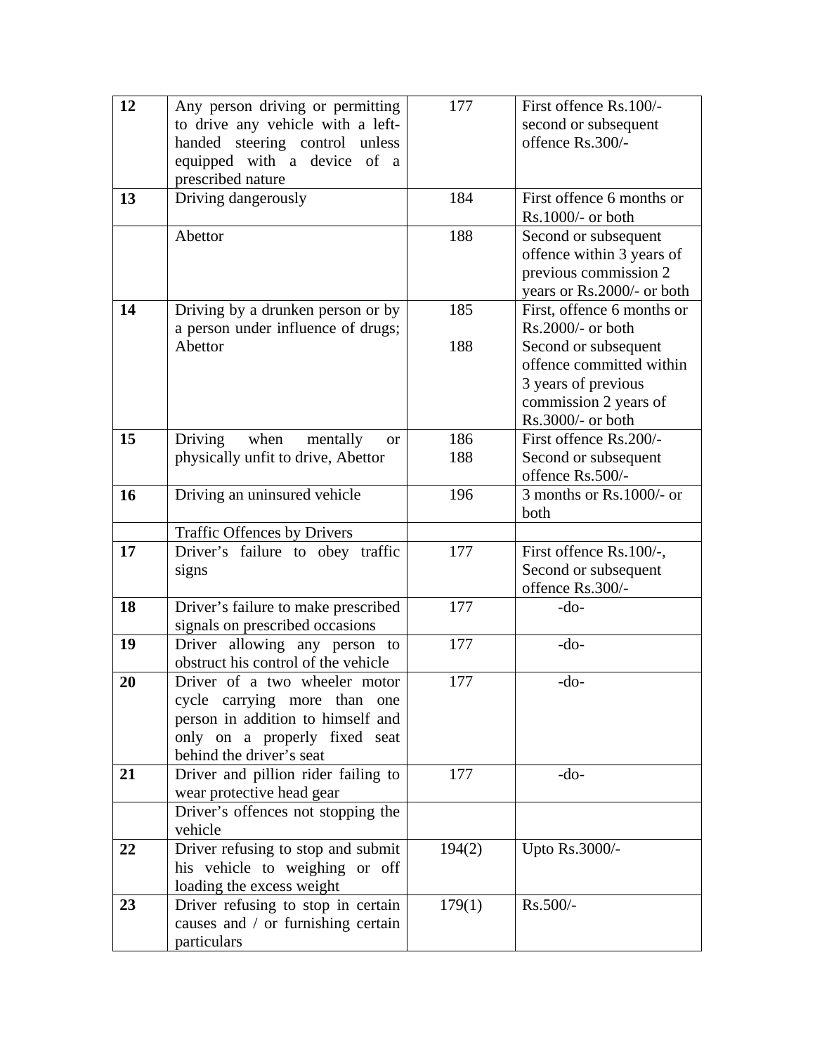| 12 | Any person driving or permitting to drive any vehicle with a left-handed steering control unless equipped with a device of a prescribed nature | 177 | First offence Rs.100/- second or subsequent offence Rs.300/- |
|---|---|---|---|
| 13 | Driving dangerously | 184 | First offence 6 months or Rs.1000/- or both |
| | Abettor | 188 | Second or subsequent offence within 3 years of previous commission 2 years or Rs.2000/- or both |
| 14 | Driving by a drunken person or by a person under influence of drugs; Abettor | 185<br>188 | First, offence 6 months or Rs.2000/- or both Second or subsequent offence committed within 3 years of previous commission 2 years of Rs.3000/- or both |
| 15 | Driving when mentally or physically unfit to drive, Abettor | 186<br>188 | First offence Rs.200/- Second or subsequent offence Rs.500/- |
| 16 | Driving an uninsured vehicle | 196 | 3 months or Rs.1000/- or both |
| | Traffic Offences by Drivers | | |
| 17 | Driver's failure to obey traffic signs | 177 | First offence Rs.100/-, Second or subsequent offence Rs.300/- |
| 18 | Driver's failure to make prescribed signals on prescribed occasions | 177 | -do- |
| 19 | Driver allowing any person to obstruct his control of the vehicle | 177 | -do- |
| 20 | Driver of a two wheeler motor cycle carrying more than one person in addition to himself and only on a properly fixed seat behind the driver's seat | 177 | -do- |
| 21 | Driver and pillion rider failing to wear protective head gear | 177 | -do- |
| | Driver's offences not stopping the vehicle | | |
| 22 | Driver refusing to stop and submit his vehicle to weighing or off loading the excess weight | 194(2) | Upto Rs.3000/- |
| 23 | Driver refusing to stop in certain causes and / or furnishing certain particulars | 179(1) | Rs.500/- |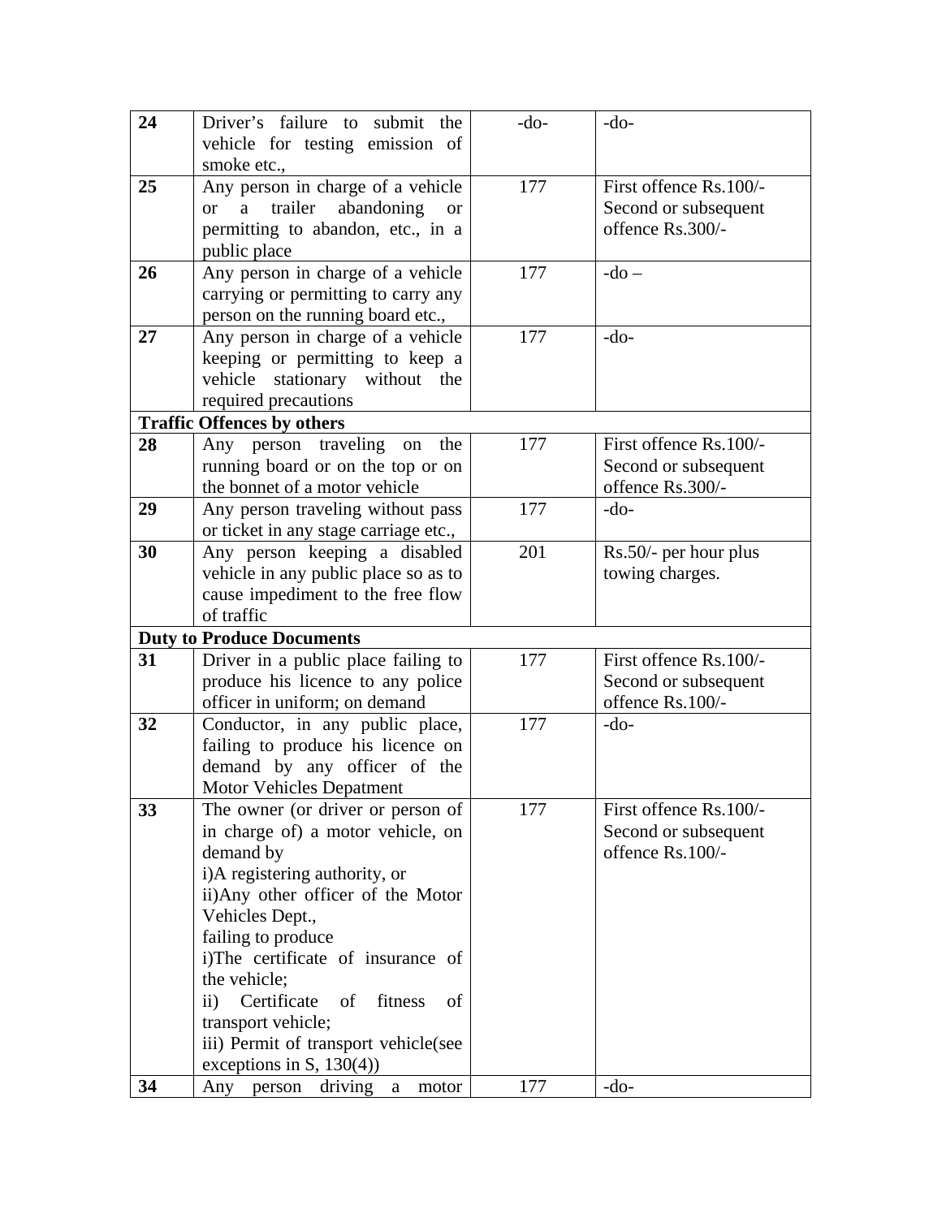| | | | |
|---|---|---|---|
| **24** | Driver's failure to submit the vehicle for testing emission of smoke etc., | -do- | -do- |
| **25** | Any person in charge of a vehicle or a trailer abandoning or permitting to abandon, etc., in a public place | 177 | First offence Rs.100/- Second or subsequent offence Rs.300/- |
| **26** | Any person in charge of a vehicle carrying or permitting to carry any person on the running board etc., | 177 | -do – |
| **27** | Any person in charge of a vehicle keeping or permitting to keep a vehicle stationary without the required precautions | 177 | -do- |
| **Traffic Offences by others** | | | |
| **28** | Any person traveling on the running board or on the top or on the bonnet of a motor vehicle | 177 | First offence Rs.100/- Second or subsequent offence Rs.300/- |
| **29** | Any person traveling without pass or ticket in any stage carriage etc., | 177 | -do- |
| **30** | Any person keeping a disabled vehicle in any public place so as to cause impediment to the free flow of traffic | 201 | Rs.50/- per hour plus towing charges. |
| **Duty to Produce Documents** | | | |
| **31** | Driver in a public place failing to produce his licence to any police officer in uniform; on demand | 177 | First offence Rs.100/- Second or subsequent offence Rs.100/- |
| **32** | Conductor, in any public place, failing to produce his licence on demand by any officer of the Motor Vehicles Depatment | 177 | -do- |
| **33** | The owner (or driver or person of in charge of) a motor vehicle, on demand by<br>i)A registering authority, or<br>ii)Any other officer of the Motor Vehicles Dept.,<br>failing to produce<br>i)The certificate of insurance of the vehicle;<br>ii) Certificate of fitness of transport vehicle;<br>iii) Permit of transport vehicle(see exceptions in S, 130(4)) | 177 | First offence Rs.100/- Second or subsequent offence Rs.100/- |
| **34** | Any person driving a motor | 177 | -do- |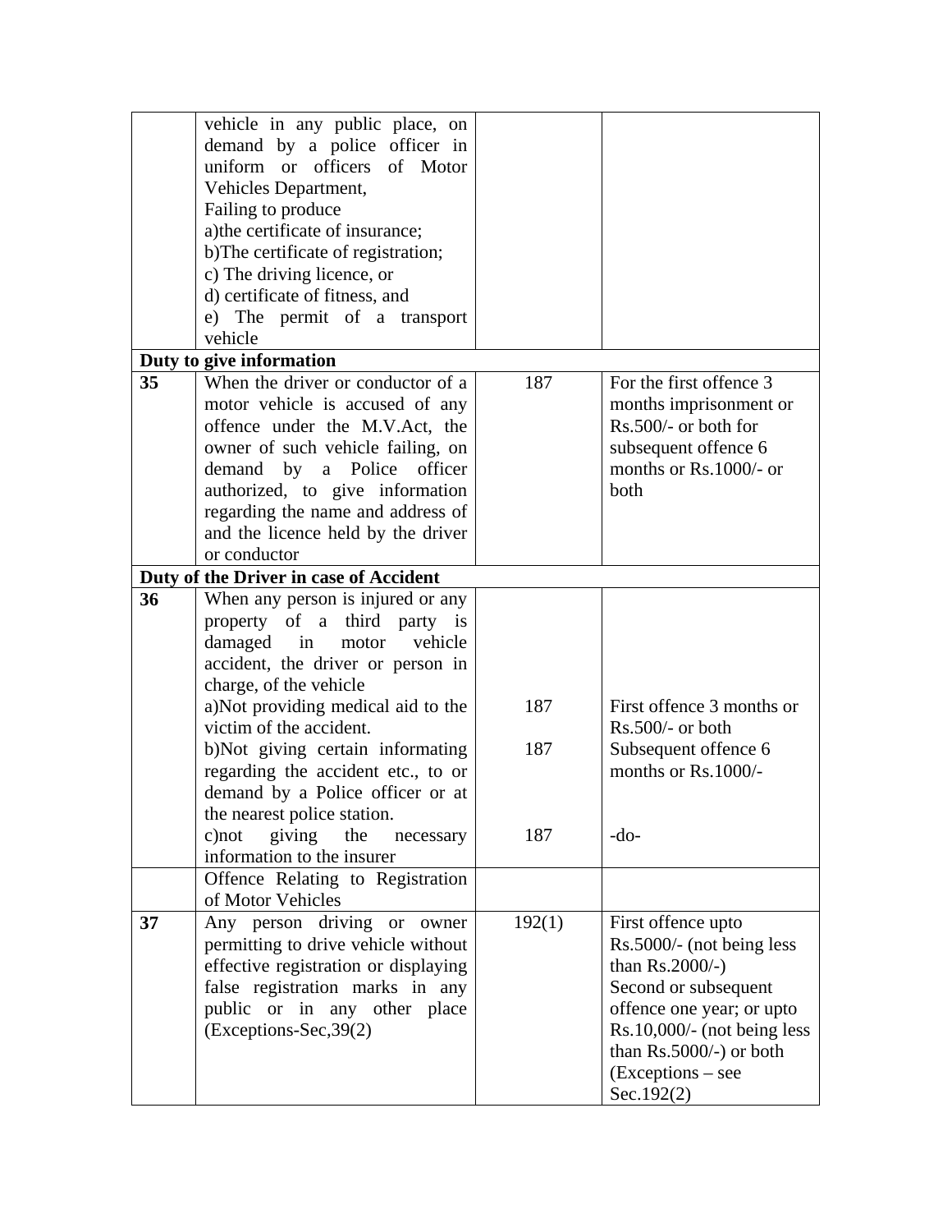| | | | |
|---|---|---|---|
| | vehicle in any public place, on demand by a police officer in uniform or officers of Motor Vehicles Department,<br>Failing to produce<br>a)the certificate of insurance;<br>b)The certificate of registration;<br>c) The driving licence, or<br>d) certificate of fitness, and<br>e) The permit of a transport vehicle | | |
| **Duty to give information** | | | |
| **35** | When the driver or conductor of a motor vehicle is accused of any offence under the M.V.Act, the owner of such vehicle failing, on demand by a Police officer authorized, to give information regarding the name and address of and the licence held by the driver or conductor | 187 | For the first offence 3 months imprisonment or Rs.500/- or both for subsequent offence 6 months or Rs.1000/- or both |
| **Duty of the Driver in case of Accident** | | | |
| **36** | When any person is injured or any property of a third party is damaged in motor vehicle accident, the driver or person in charge, of the vehicle<br>a)Not providing medical aid to the victim of the accident.<br>b)Not giving certain informating regarding the accident etc., to or demand by a Police officer or at the nearest police station.<br>c)not giving the necessary information to the insurer | 187<br>187<br>187 | First offence 3 months or Rs.500/- or both<br>Subsequent offence 6 months or Rs.1000/-<br>-do- |
| | Offence Relating to Registration of Motor Vehicles | | |
| **37** | Any person driving or owner permitting to drive vehicle without effective registration or displaying false registration marks in any public or in any other place (Exceptions-Sec,39(2) | 192(1) | First offence upto Rs.5000/- (not being less than Rs.2000/-)<br>Second or subsequent offence one year; or upto Rs.10,000/- (not being less than Rs.5000/-) or both<br>(Exceptions – see Sec.192(2) |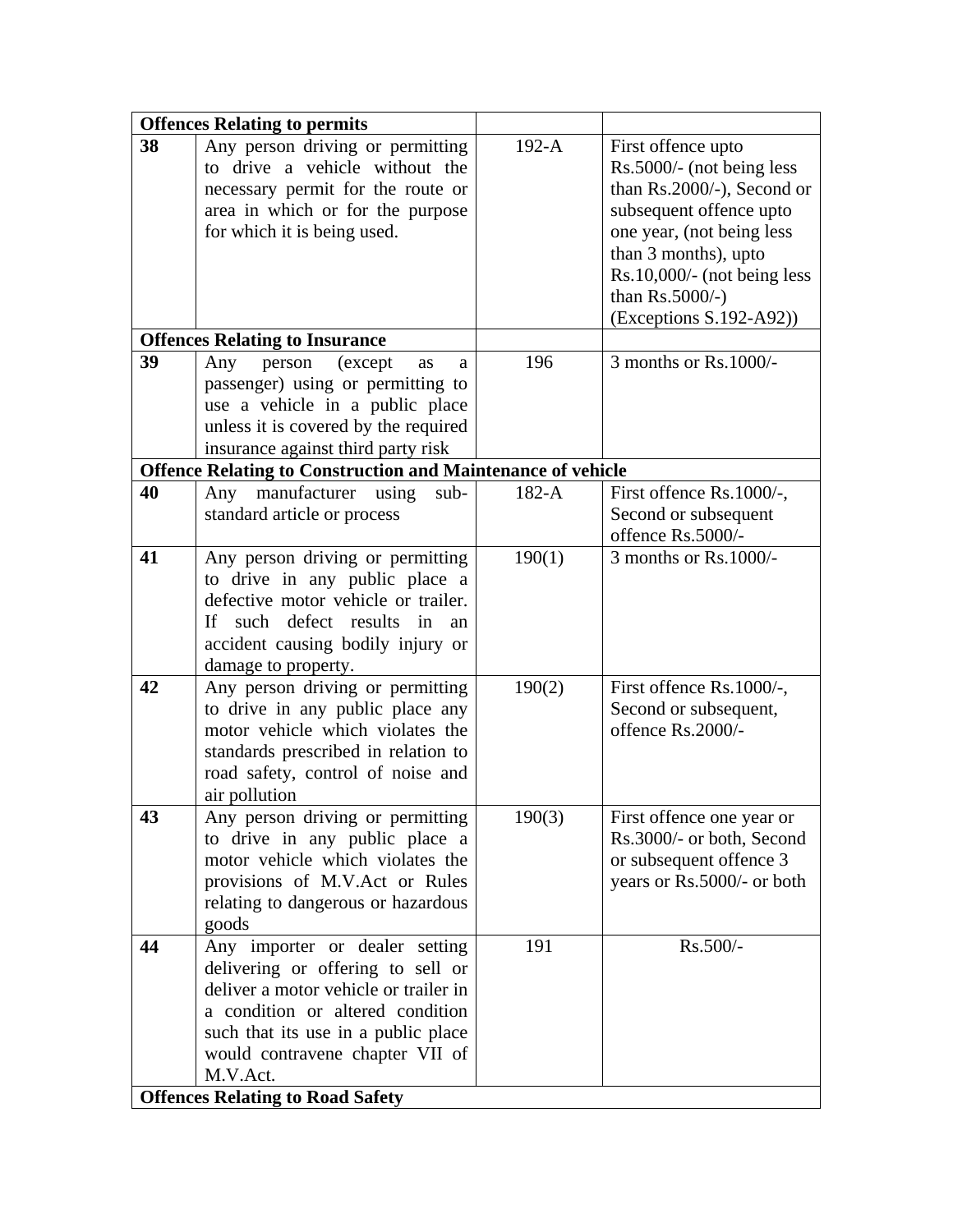| | | | |
|---|---|---|---|
| **Offences Relating to permits** | | | |
| **38** | Any person driving or permitting to drive a vehicle without the necessary permit for the route or area in which or for the purpose for which it is being used. | 192-A | First offence upto Rs.5000/- (not being less than Rs.2000/-), Second or subsequent offence upto one year, (not being less than 3 months), upto Rs.10,000/- (not being less than Rs.5000/-) (Exceptions S.192-A92)) |
| **Offences Relating to Insurance** | | | |
| **39** | Any person (except as a passenger) using or permitting to use a vehicle in a public place unless it is covered by the required insurance against third party risk | 196 | 3 months or Rs.1000/- |
| **Offence Relating to Construction and Maintenance of vehicle** | | | |
| **40** | Any manufacturer using sub-standard article or process | 182-A | First offence Rs.1000/-, Second or subsequent offence Rs.5000/- |
| **41** | Any person driving or permitting to drive in any public place a defective motor vehicle or trailer. If such defect results in an accident causing bodily injury or damage to property. | 190(1) | 3 months or Rs.1000/- |
| **42** | Any person driving or permitting to drive in any public place any motor vehicle which violates the standards prescribed in relation to road safety, control of noise and air pollution | 190(2) | First offence Rs.1000/-, Second or subsequent, offence Rs.2000/- |
| **43** | Any person driving or permitting to drive in any public place a motor vehicle which violates the provisions of M.V.Act or Rules relating to dangerous or hazardous goods | 190(3) | First offence one year or Rs.3000/- or both, Second or subsequent offence 3 years or Rs.5000/- or both |
| **44** | Any importer or dealer setting delivering or offering to sell or deliver a motor vehicle or trailer in a condition or altered condition such that its use in a public place would contravene chapter VII of M.V.Act. | 191 | Rs.500/- |
| **Offences Relating to Road Safety** | | | |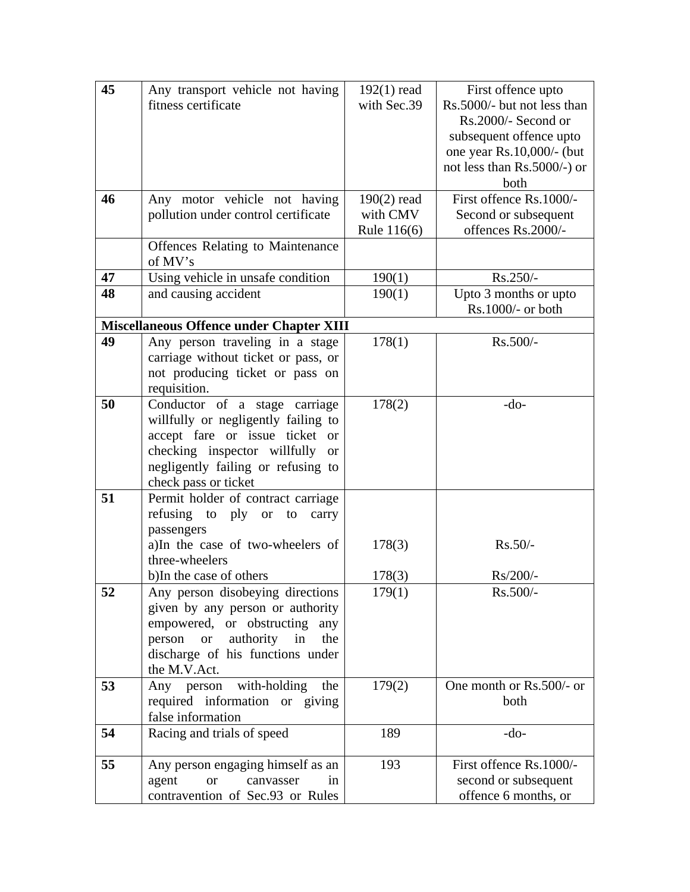| | | | |
|---|---|---|---|
| **45** | Any transport vehicle not having fitness certificate | 192(1) read with Sec.39 | First offence upto Rs.5000/- but not less than Rs.2000/- Second or subsequent offence upto one year Rs.10,000/- (but not less than Rs.5000/-) or both |
| **46** | Any motor vehicle not having pollution under control certificate | 190(2) read with CMV Rule 116(6) | First offence Rs.1000/- Second or subsequent offences Rs.2000/- |
| | Offences Relating to Maintenance of MV's | | |
| **47** | Using vehicle in unsafe condition | 190(1) | Rs.250/- |
| **48** | and causing accident | 190(1) | Upto 3 months or upto Rs.1000/- or both |
| **Miscellaneous Offence under Chapter XIII** | | | |
| **49** | Any person traveling in a stage carriage without ticket or pass, or not producing ticket or pass on requisition. | 178(1) | Rs.500/- |
| **50** | Conductor of a stage carriage willfully or negligently failing to accept fare or issue ticket or checking inspector willfully or negligently failing or refusing to check pass or ticket | 178(2) | -do- |
| **51** | Permit holder of contract carriage refusing to ply or to carry passengers<br>a)In the case of two-wheelers of three-wheelers<br>b)In the case of others | <br><br>178(3)<br><br>178(3) | <br><br>Rs.50/-<br><br>Rs/200/- |
| **52** | Any person disobeying directions given by any person or authority empowered, or obstructing any person or authority in the discharge of his functions under the M.V.Act. | 179(1) | Rs.500/- |
| **53** | Any person with-holding the required information or giving false information | 179(2) | One month or Rs.500/- or both |
| **54** | Racing and trials of speed | 189 | -do- |
| **55** | Any person engaging himself as an agent or canvasser in contravention of Sec.93 or Rules | 193 | First offence Rs.1000/- second or subsequent offence 6 months, or |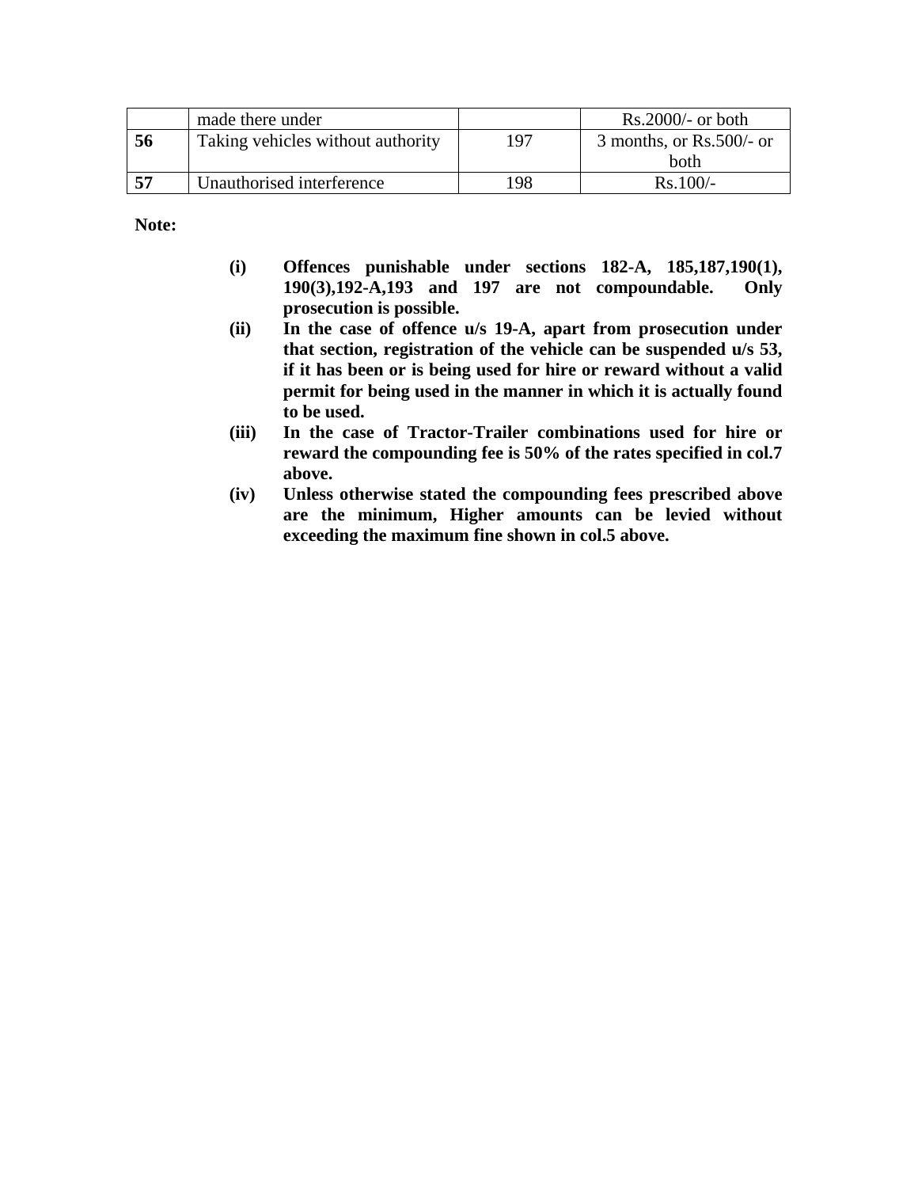| | | | |
|---|---|---|---|
| | made there under | | Rs.2000/- or both |
| **56** | Taking vehicles without authority | 197 | 3 months, or Rs.500/- or both |
| **57** | Unauthorised interference | 198 | Rs.100/- |

**Note:**

- **(i)** **Offences punishable under sections 182-A, 185,187,190(1), 190(3),192-A,193 and 197 are not compoundable. Only prosecution is possible.**
- **(ii)** **In the case of offence u/s 19-A, apart from prosecution under that section, registration of the vehicle can be suspended u/s 53, if it has been or is being used for hire or reward without a valid permit for being used in the manner in which it is actually found to be used.**
- **(iii)** **In the case of Tractor-Trailer combinations used for hire or reward the compounding fee is 50% of the rates specified in col.7 above.**
- **(iv)** **Unless otherwise stated the compounding fees prescribed above are the minimum, Higher amounts can be levied without exceeding the maximum fine shown in col.5 above.**